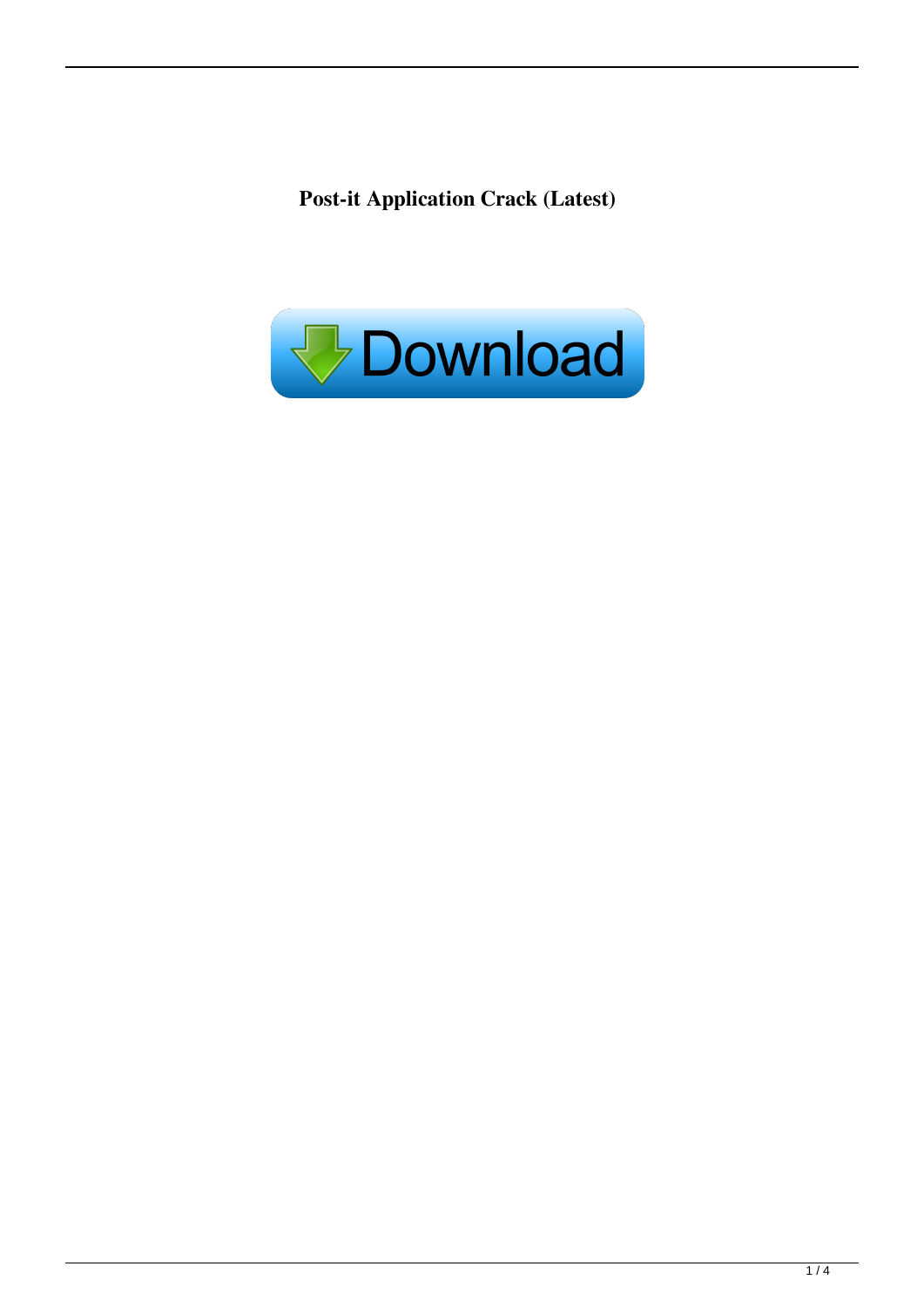**Post-it Application Crack (Latest)**

Download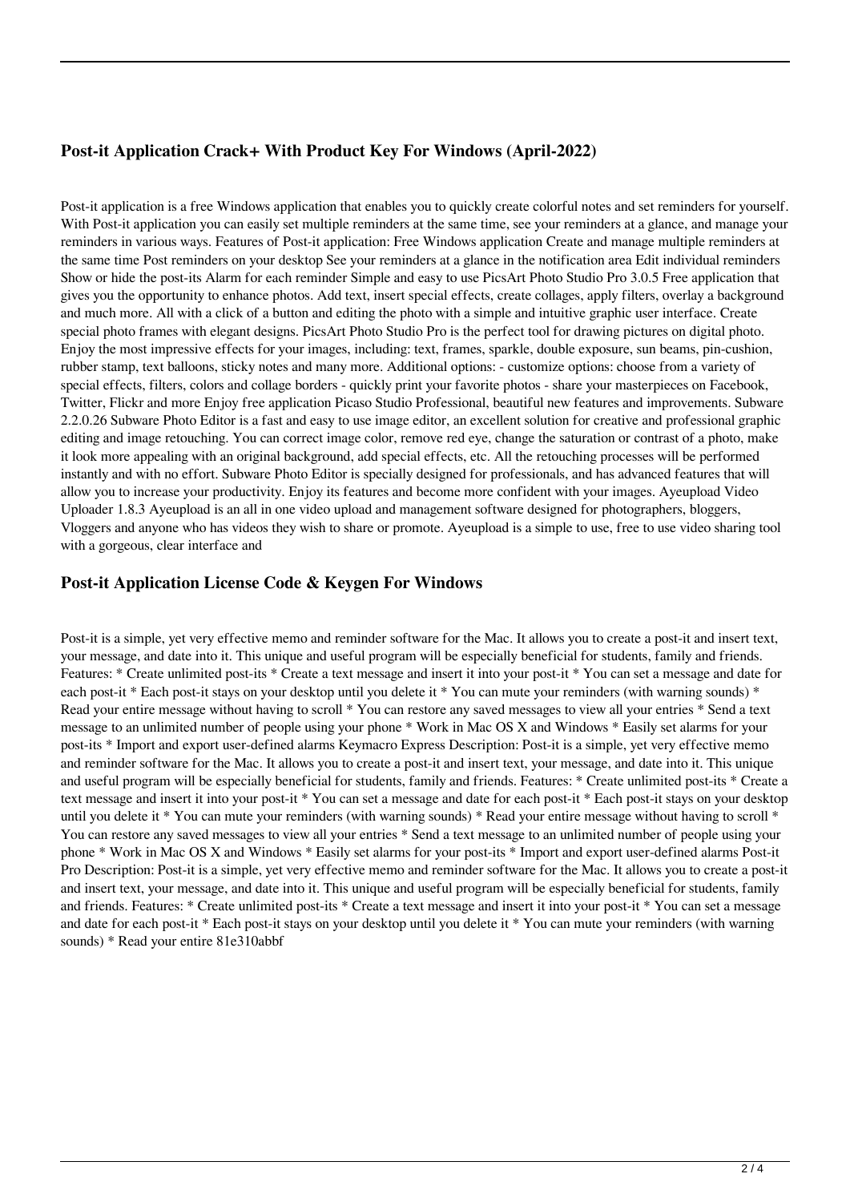## Post-it Application Crack+ With Product Key For Windows (April-2022)

Post-it application is a free Windows application that enables you to quickly create colorful notes and set reminders for yourself. With Post-it application you can easily set multiple reminders at the same time, see your reminders at a glance, and manage your reminders in various ways. Features of Post-it application: Free Windows application Create and manage multiple reminders at the same time Post reminders on your desktop See your reminders at a glance in the notification area Edit individual reminders Show or hide the post-its Alarm for each reminder Simple and easy to use PicsArt Photo Studio Pro 3.0.5 Free application that gives you the opportunity to enhance photos. Add text, insert special effects, create collages, apply filters, overlay a background and much more. All with a click of a button and editing the photo with a simple and intuitive graphic user interface. Create special photo frames with elegant designs. PicsArt Photo Studio Pro is the perfect tool for drawing pictures on digital photo. Enjoy the most impressive effects for your images, including: text, frames, sparkle, double exposure, sun beams, pin-cushion, rubber stamp, text balloons, sticky notes and many more. Additional options: - customize options: choose from a variety of special effects, filters, colors and collage borders - quickly print your favorite photos - share your masterpieces on Facebook, Twitter, Flickr and more Enjoy free application Picaso Studio Professional, beautiful new features and improvements. Subware 2.2.0.26 Subware Photo Editor is a fast and easy to use image editor, an excellent solution for creative and professional graphic editing and image retouching. You can correct image color, remove red eye, change the saturation or contrast of a photo, make it look more appealing with an original background, add special effects, etc. All the retouching processes will be performed instantly and with no effort. Subware Photo Editor is specially designed for professionals, and has advanced features that will allow you to increase your productivity. Enjoy its features and become more confident with your images. Ayeupload Video Uploader 1.8.3 Ayeupload is an all in one video upload and management software designed for photographers, bloggers, Vloggers and anyone who has videos they wish to share or promote. Ayeupload is a simple to use, free to use video sharing tool with a gorgeous, clear interface and

## Post-it Application License Code & Keygen For Windows

Post-it is a simple, yet very effective memo and reminder software for the Mac. It allows you to create a post-it and insert text, your message, and date into it. This unique and useful program will be especially beneficial for students, family and friends. Features: * Create unlimited post-its * Create a text message and insert it into your post-it * You can set a message and date for each post-it * Each post-it stays on your desktop until you delete it * You can mute your reminders (with warning sounds) * Read your entire message without having to scroll * You can restore any saved messages to view all your entries * Send a text message to an unlimited number of people using your phone * Work in Mac OS X and Windows * Easily set alarms for your post-its * Import and export user-defined alarms Keymacro Express Description: Post-it is a simple, yet very effective memo and reminder software for the Mac. It allows you to create a post-it and insert text, your message, and date into it. This unique and useful program will be especially beneficial for students, family and friends. Features: * Create unlimited post-its * Create a text message and insert it into your post-it * You can set a message and date for each post-it * Each post-it stays on your desktop until you delete it * You can mute your reminders (with warning sounds) * Read your entire message without having to scroll * You can restore any saved messages to view all your entries * Send a text message to an unlimited number of people using your phone * Work in Mac OS X and Windows * Easily set alarms for your post-its * Import and export user-defined alarms Post-it Pro Description: Post-it is a simple, yet very effective memo and reminder software for the Mac. It allows you to create a post-it and insert text, your message, and date into it. This unique and useful program will be especially beneficial for students, family and friends. Features: * Create unlimited post-its * Create a text message and insert it into your post-it * You can set a message and date for each post-it * Each post-it stays on your desktop until you delete it * You can mute your reminders (with warning sounds) * Read your entire 81e310abbf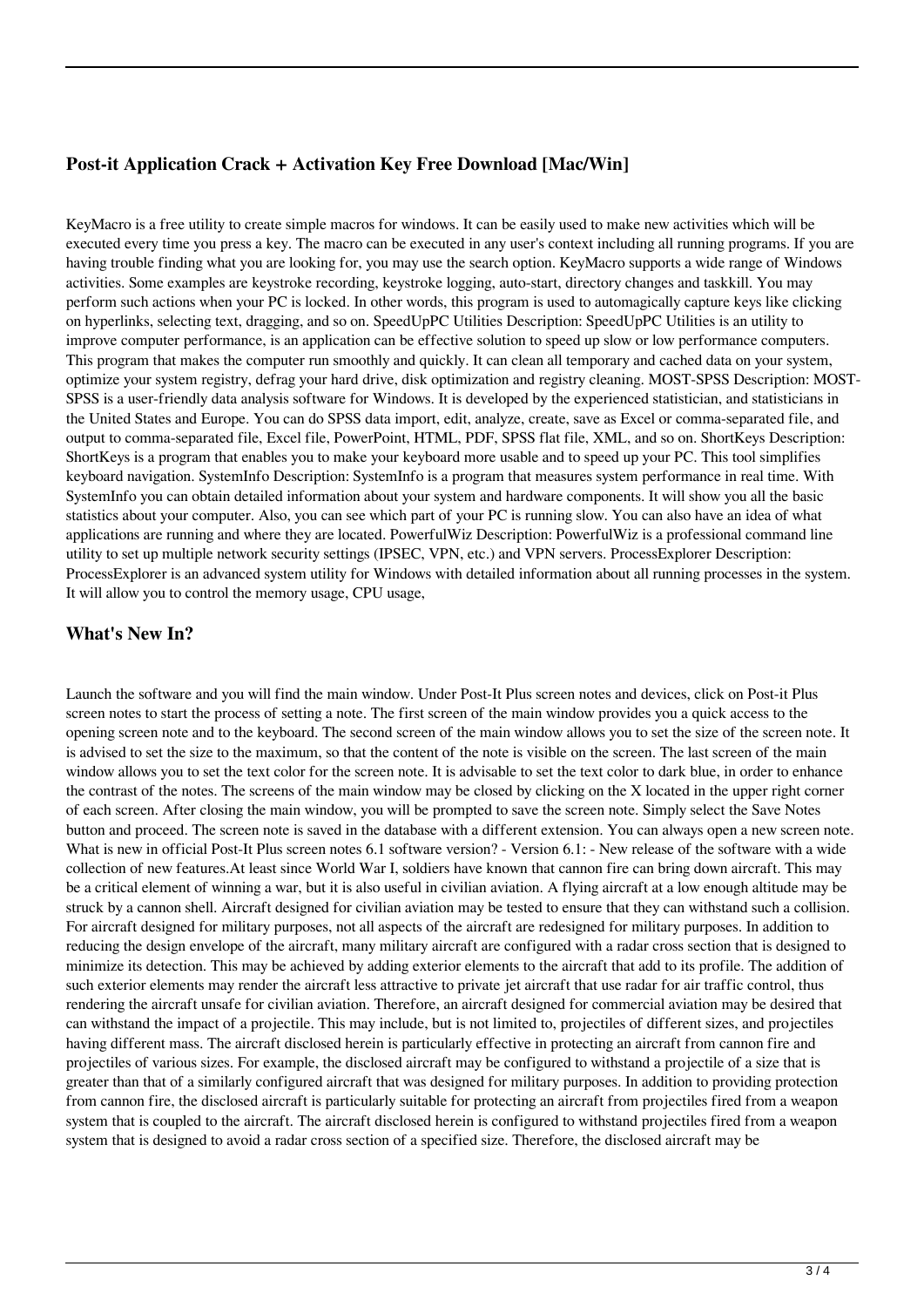## Post-it Application Crack + Activation Key Free Download [Mac/Win]

KeyMacro is a free utility to create simple macros for windows. It can be easily used to make new activities which will be executed every time you press a key. The macro can be executed in any user's context including all running programs. If you are having trouble finding what you are looking for, you may use the search option. KeyMacro supports a wide range of Windows activities. Some examples are keystroke recording, keystroke logging, auto-start, directory changes and taskkill. You may perform such actions when your PC is locked. In other words, this program is used to automagically capture keys like clicking on hyperlinks, selecting text, dragging, and so on. SpeedUpPC Utilities Description: SpeedUpPC Utilities is an utility to improve computer performance, is an application can be effective solution to speed up slow or low performance computers. This program that makes the computer run smoothly and quickly. It can clean all temporary and cached data on your system, optimize your system registry, defrag your hard drive, disk optimization and registry cleaning. MOST-SPSS Description: MOST-SPSS is a user-friendly data analysis software for Windows. It is developed by the experienced statistician, and statisticians in the United States and Europe. You can do SPSS data import, edit, analyze, create, save as Excel or comma-separated file, and output to comma-separated file, Excel file, PowerPoint, HTML, PDF, SPSS flat file, XML, and so on. ShortKeys Description: ShortKeys is a program that enables you to make your keyboard more usable and to speed up your PC. This tool simplifies keyboard navigation. SystemInfo Description: SystemInfo is a program that measures system performance in real time. With SystemInfo you can obtain detailed information about your system and hardware components. It will show you all the basic statistics about your computer. Also, you can see which part of your PC is running slow. You can also have an idea of what applications are running and where they are located. PowerfulWiz Description: PowerfulWiz is a professional command line utility to set up multiple network security settings (IPSEC, VPN, etc.) and VPN servers. ProcessExplorer Description: ProcessExplorer is an advanced system utility for Windows with detailed information about all running processes in the system. It will allow you to control the memory usage, CPU usage,

## What's New In?

Launch the software and you will find the main window. Under Post-It Plus screen notes and devices, click on Post-it Plus screen notes to start the process of setting a note. The first screen of the main window provides you a quick access to the opening screen note and to the keyboard. The second screen of the main window allows you to set the size of the screen note. It is advised to set the size to the maximum, so that the content of the note is visible on the screen. The last screen of the main window allows you to set the text color for the screen note. It is advisable to set the text color to dark blue, in order to enhance the contrast of the notes. The screens of the main window may be closed by clicking on the X located in the upper right corner of each screen. After closing the main window, you will be prompted to save the screen note. Simply select the Save Notes button and proceed. The screen note is saved in the database with a different extension. You can always open a new screen note. What is new in official Post-It Plus screen notes 6.1 software version? - Version 6.1: - New release of the software with a wide collection of new features.At least since World War I, soldiers have known that cannon fire can bring down aircraft. This may be a critical element of winning a war, but it is also useful in civilian aviation. A flying aircraft at a low enough altitude may be struck by a cannon shell. Aircraft designed for civilian aviation may be tested to ensure that they can withstand such a collision. For aircraft designed for military purposes, not all aspects of the aircraft are redesigned for military purposes. In addition to reducing the design envelope of the aircraft, many military aircraft are configured with a radar cross section that is designed to minimize its detection. This may be achieved by adding exterior elements to the aircraft that add to its profile. The addition of such exterior elements may render the aircraft less attractive to private jet aircraft that use radar for air traffic control, thus rendering the aircraft unsafe for civilian aviation. Therefore, an aircraft designed for commercial aviation may be desired that can withstand the impact of a projectile. This may include, but is not limited to, projectiles of different sizes, and projectiles having different mass. The aircraft disclosed herein is particularly effective in protecting an aircraft from cannon fire and projectiles of various sizes. For example, the disclosed aircraft may be configured to withstand a projectile of a size that is greater than that of a similarly configured aircraft that was designed for military purposes. In addition to providing protection from cannon fire, the disclosed aircraft is particularly suitable for protecting an aircraft from projectiles fired from a weapon system that is coupled to the aircraft. The aircraft disclosed herein is configured to withstand projectiles fired from a weapon system that is designed to avoid a radar cross section of a specified size. Therefore, the disclosed aircraft may be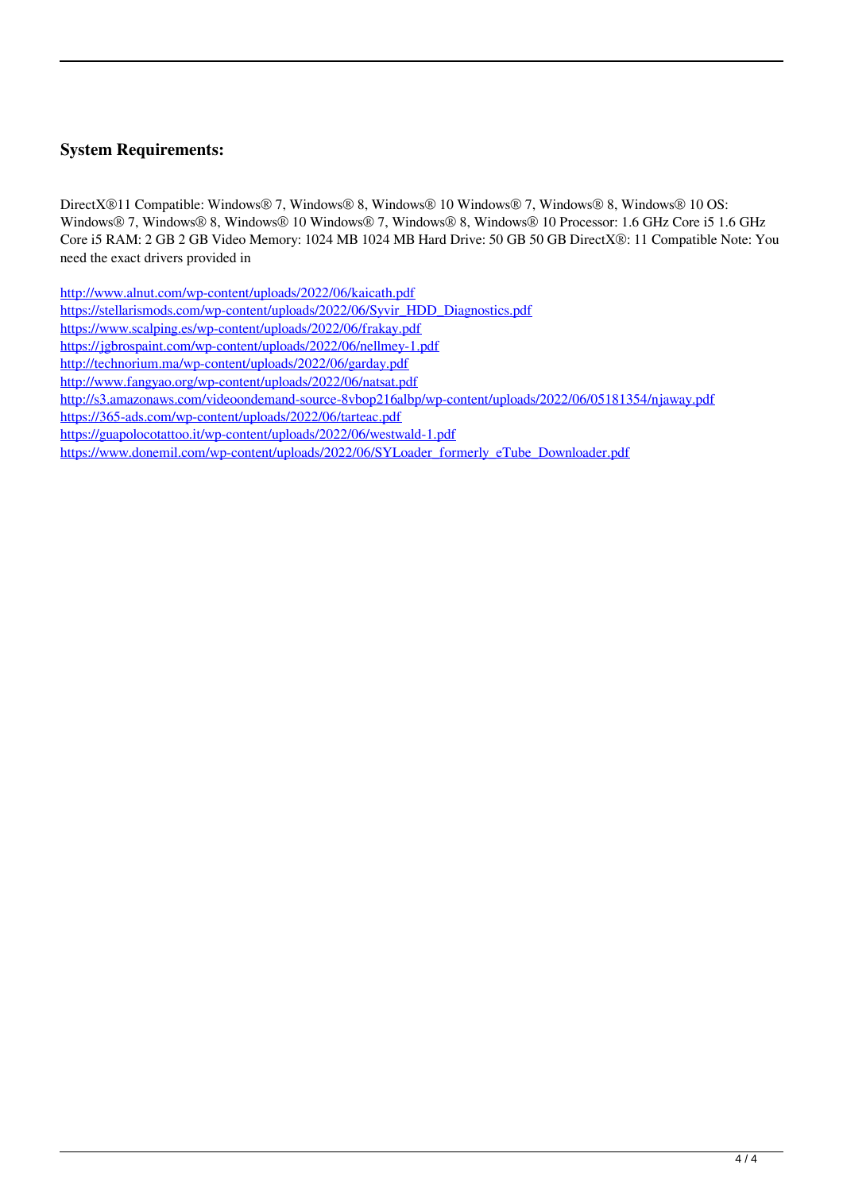### System Requirements:

DirectX®11 Compatible: Windows® 7, Windows® 8, Windows® 10 Windows® 7, Windows® 8, Windows® 10 OS: Windows® 7, Windows® 8, Windows® 10 Windows® 7, Windows® 8, Windows® 10 Processor: 1.6 GHz Core i5 1.6 GHz Core i5 RAM: 2 GB 2 GB Video Memory: 1024 MB 1024 MB Hard Drive: 50 GB 50 GB DirectX®: 11 Compatible Note: You need the exact drivers provided in

http://www.alnut.com/wp-content/uploads/2022/06/kaicath.pdf
https://stellarismods.com/wp-content/uploads/2022/06/Syvir_HDD_Diagnostics.pdf
https://www.scalping.es/wp-content/uploads/2022/06/frakay.pdf
https://jgbrospaint.com/wp-content/uploads/2022/06/nellmey-1.pdf
http://technorium.ma/wp-content/uploads/2022/06/garday.pdf
http://www.fangyao.org/wp-content/uploads/2022/06/natsat.pdf
http://s3.amazonaws.com/videoondemand-source-8vbop216albp/wp-content/uploads/2022/06/05181354/njaway.pdf
https://365-ads.com/wp-content/uploads/2022/06/tarteac.pdf
https://guapolocotattoo.it/wp-content/uploads/2022/06/westwald-1.pdf
https://www.donemil.com/wp-content/uploads/2022/06/SYLoader_formerly_eTube_Downloader.pdf